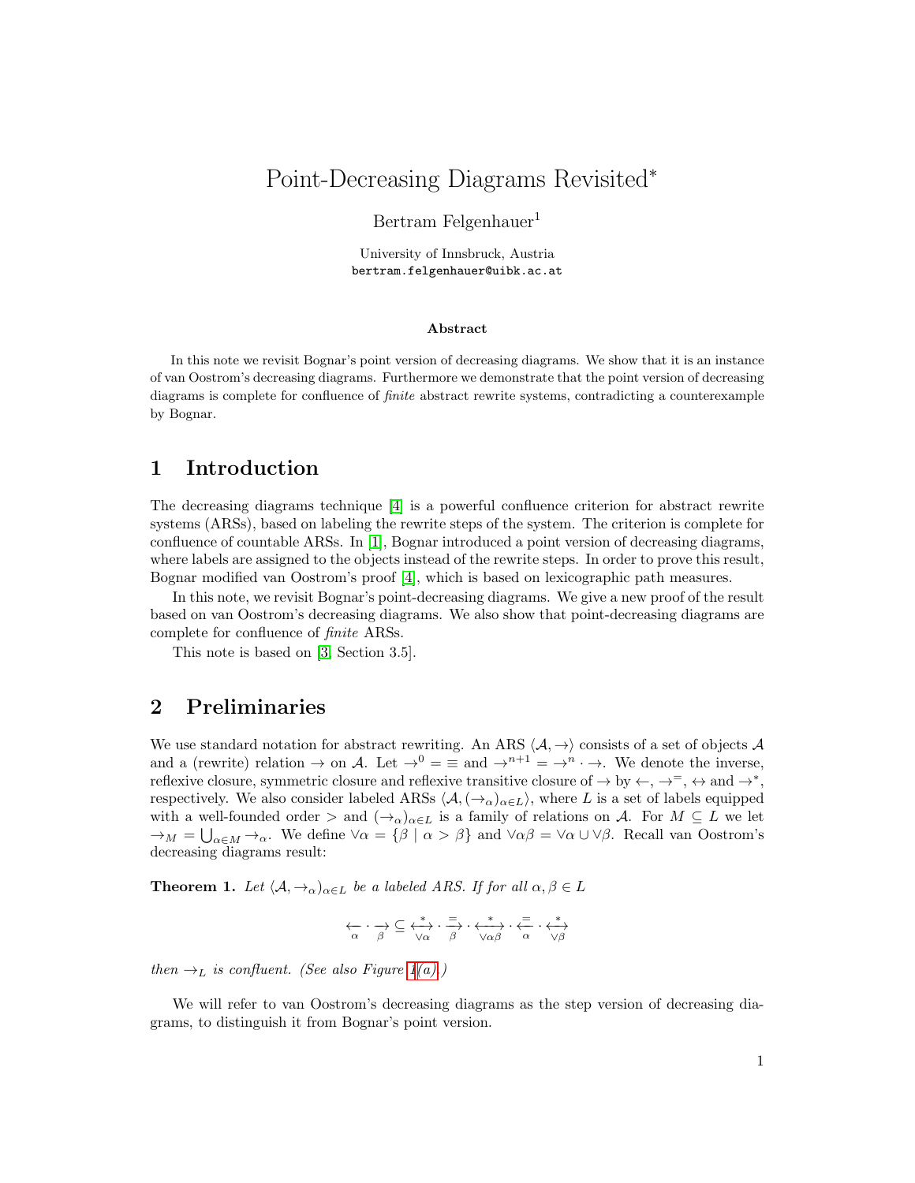# Point-Decreasing Diagrams Revisited*

Bertram Felgenhauer[1]

University of Innsbruck, Austria
bertram.felgenhauer@uibk.ac.at

### Abstract

In this note we revisit Bognar's point version of decreasing diagrams. We show that it is an instance of van Oostrom's decreasing diagrams. Furthermore we demonstrate that the point version of decreasing diagrams is complete for confluence of *finite* abstract rewrite systems, contradicting a counterexample by Bognar.

## 1 Introduction

The decreasing diagrams technique [4] is a powerful confluence criterion for abstract rewrite systems (ARSs), based on labeling the rewrite steps of the system. The criterion is complete for confluence of countable ARSs. In [1], Bognar introduced a point version of decreasing diagrams, where labels are assigned to the objects instead of the rewrite steps. In order to prove this result, Bognar modified van Oostrom's proof [4], which is based on lexicographic path measures.

In this note, we revisit Bognar's point-decreasing diagrams. We give a new proof of the result based on van Oostrom's decreasing diagrams. We also show that point-decreasing diagrams are complete for confluence of *finite* ARSs.

This note is based on [3, Section 3.5].

## 2 Preliminaries

We use standard notation for abstract rewriting. An ARS $\langle \mathcal{A}, \to \rangle$ consists of a set of objects $\mathcal{A}$ and a (rewrite) relation $\to$ on $\mathcal{A}$. Let $\to^0 = \equiv$ and $\to^{n+1} = \to^n \cdot \to$. We denote the inverse, reflexive closure, symmetric closure and reflexive transitive closure of $\to$ by $\leftarrow$, $\to^=$, $\leftrightarrow$ and $\to^*$, respectively. We also consider labeled ARSs $\langle \mathcal{A}, (\to_\alpha)_{\alpha \in L} \rangle$, where $L$ is a set of labels equipped with a well-founded order $>$ and $(\to_\alpha)_{\alpha \in L}$ is a family of relations on $\mathcal{A}$. For $M \subseteq L$ we let $\to_M = \bigcup_{\alpha \in M} \to_\alpha$. We define $\curlyvee\alpha = \{\beta \mid \alpha > \beta\}$ and $\curlyvee\alpha\beta = \curlyvee\alpha \cup \curlyvee\beta$. Recall van Oostrom's decreasing diagrams result:

**Theorem 1.** *Let $\langle \mathcal{A}, \to_\alpha \rangle_{\alpha \in L}$ be a labeled ARS. If for all $\alpha, \beta \in L$*

$$\underset{\alpha}{\leftarrow} \cdot \underset{\beta}{\rightarrow} \subseteq \overset{*}{\underset{\curlyvee\alpha}{\longleftrightarrow}} \cdot \overset{=}{\underset{\beta}{\longrightarrow}} \cdot \overset{*}{\underset{\curlyvee\alpha\beta}{\longleftrightarrow}} \cdot \overset{=}{\underset{\alpha}{\longleftarrow}} \cdot \overset{*}{\underset{\curlyvee\beta}{\longleftrightarrow}}$$

*then $\to_L$ is confluent. (See also Figure 1(a).)*

We will refer to van Oostrom's decreasing diagrams as the step version of decreasing diagrams, to distinguish it from Bognar's point version.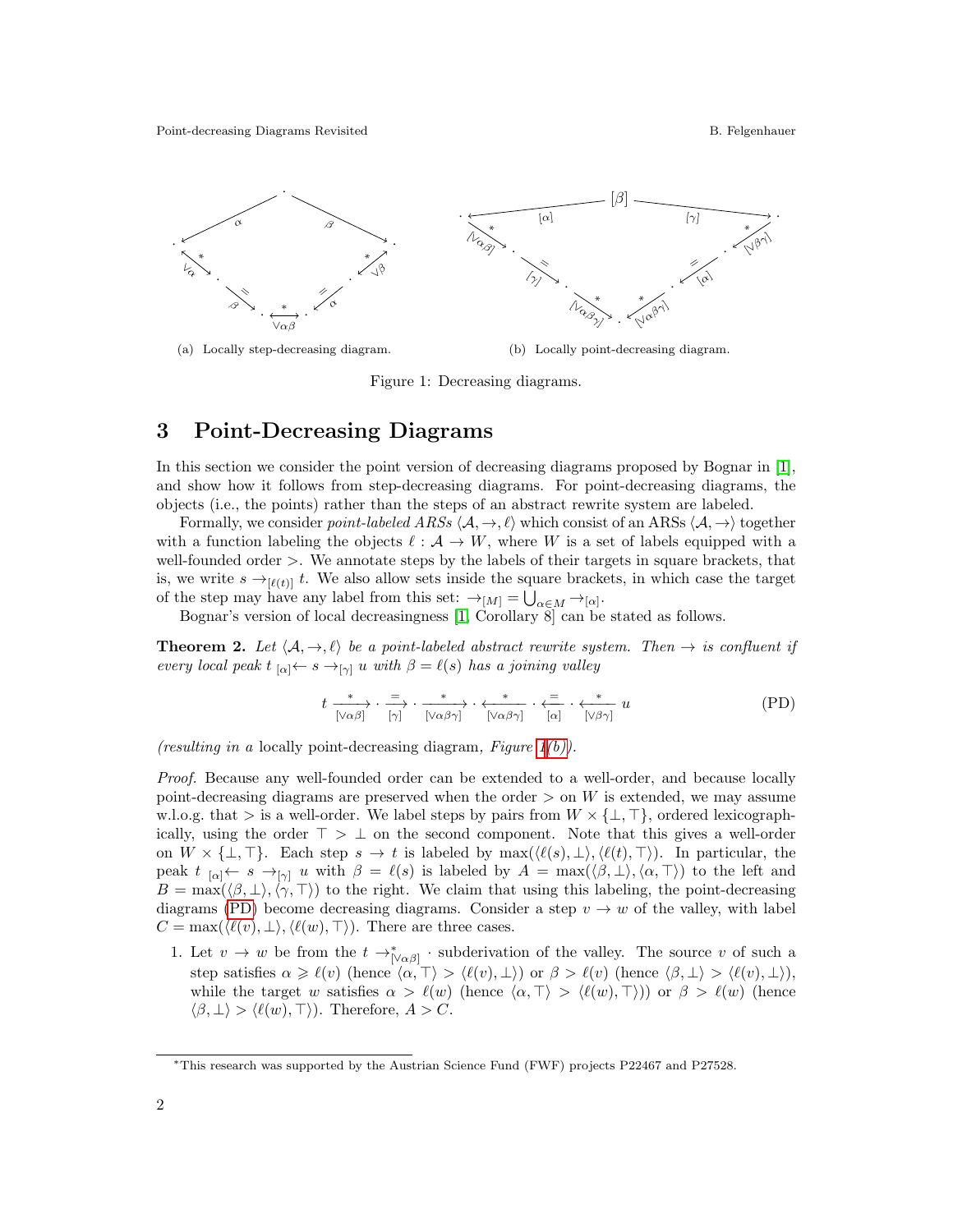(a) Locally step-decreasing diagram.

(b) Locally point-decreasing diagram.

Figure 1: Decreasing diagrams.

## 3 Point-Decreasing Diagrams

In this section we consider the point version of decreasing diagrams proposed by Bognar in [1], and show how it follows from step-decreasing diagrams. For point-decreasing diagrams, the objects (i.e., the points) rather than the steps of an abstract rewrite system are labeled.

Formally, we consider *point-labeled ARSs* $\langle \mathcal{A}, \to, \ell \rangle$ which consist of an ARSs $\langle \mathcal{A}, \to \rangle$ together with a function labeling the objects $\ell : \mathcal{A} \to W$, where $W$ is a set of labels equipped with a well-founded order $>$. We annotate steps by the labels of their targets in square brackets, that is, we write $s \to_{[\ell(t)]} t$. We also allow sets inside the square brackets, in which case the target of the step may have any label from this set: $\to_{[M]} = \bigcup_{\alpha \in M} \to_{[\alpha]}$.

Bognar's version of local decreasingness [1, Corollary 8] can be stated as follows.

**Theorem 2.** *Let $\langle \mathcal{A}, \to, \ell \rangle$ be a point-labeled abstract rewrite system. Then $\to$ is confluent if every local peak $t \; {}_{[\alpha]}\!\leftarrow s \to_{[\gamma]} u$ with $\beta = \ell(s)$ has a joining valley*

$$t \xrightarrow[{[\vee\alpha\beta]}]{*} \cdot \xrightarrow[{[\gamma]}]{=} \cdot \xrightarrow[{[\vee\alpha\beta\gamma]}]{*} \cdot \xleftarrow[{[\vee\alpha\beta\gamma]}]{*} \cdot \xleftarrow[{[\alpha]}]{=} \cdot \xleftarrow[{[\vee\beta\gamma]}]{*} u \qquad \text{(PD)}$$

*(resulting in a* locally point-decreasing diagram*, Figure 1(b)).*

*Proof.* Because any well-founded order can be extended to a well-order, and because locally point-decreasing diagrams are preserved when the order $>$ on $W$ is extended, we may assume w.l.o.g. that $>$ is a well-order. We label steps by pairs from $W \times \{\bot, \top\}$, ordered lexicographically, using the order $\top > \bot$ on the second component. Note that this gives a well-order on $W \times \{\bot, \top\}$. Each step $s \to t$ is labeled by $\max(\langle \ell(s), \bot \rangle, \langle \ell(t), \top \rangle)$. In particular, the peak $t \; {}_{[\alpha]}\!\leftarrow s \to_{[\gamma]} u$ with $\beta = \ell(s)$ is labeled by $A = \max(\langle \beta, \bot \rangle, \langle \alpha, \top \rangle)$ to the left and $B = \max(\langle \beta, \bot \rangle, \langle \gamma, \top \rangle)$ to the right. We claim that using this labeling, the point-decreasing diagrams (PD) become decreasing diagrams. Consider a step $v \to w$ of the valley, with label $C = \max(\langle \ell(v), \bot \rangle, \langle \ell(w), \top \rangle)$. There are three cases.

1. Let $v \to w$ be from the $t \to^*_{[\vee\alpha\beta]} \cdot$ subderivation of the valley. The source $v$ of such a step satisfies $\alpha \geqslant \ell(v)$ (hence $\langle \alpha, \top \rangle > \langle \ell(v), \bot \rangle$) or $\beta > \ell(v)$ (hence $\langle \beta, \bot \rangle > \langle \ell(v), \bot \rangle$), while the target $w$ satisfies $\alpha > \ell(w)$ (hence $\langle \alpha, \top \rangle > \langle \ell(w), \top \rangle$) or $\beta > \ell(w)$ (hence $\langle \beta, \bot \rangle > \langle \ell(w), \top \rangle$). Therefore, $A > C$.

---

*This research was supported by the Austrian Science Fund (FWF) projects P22467 and P27528.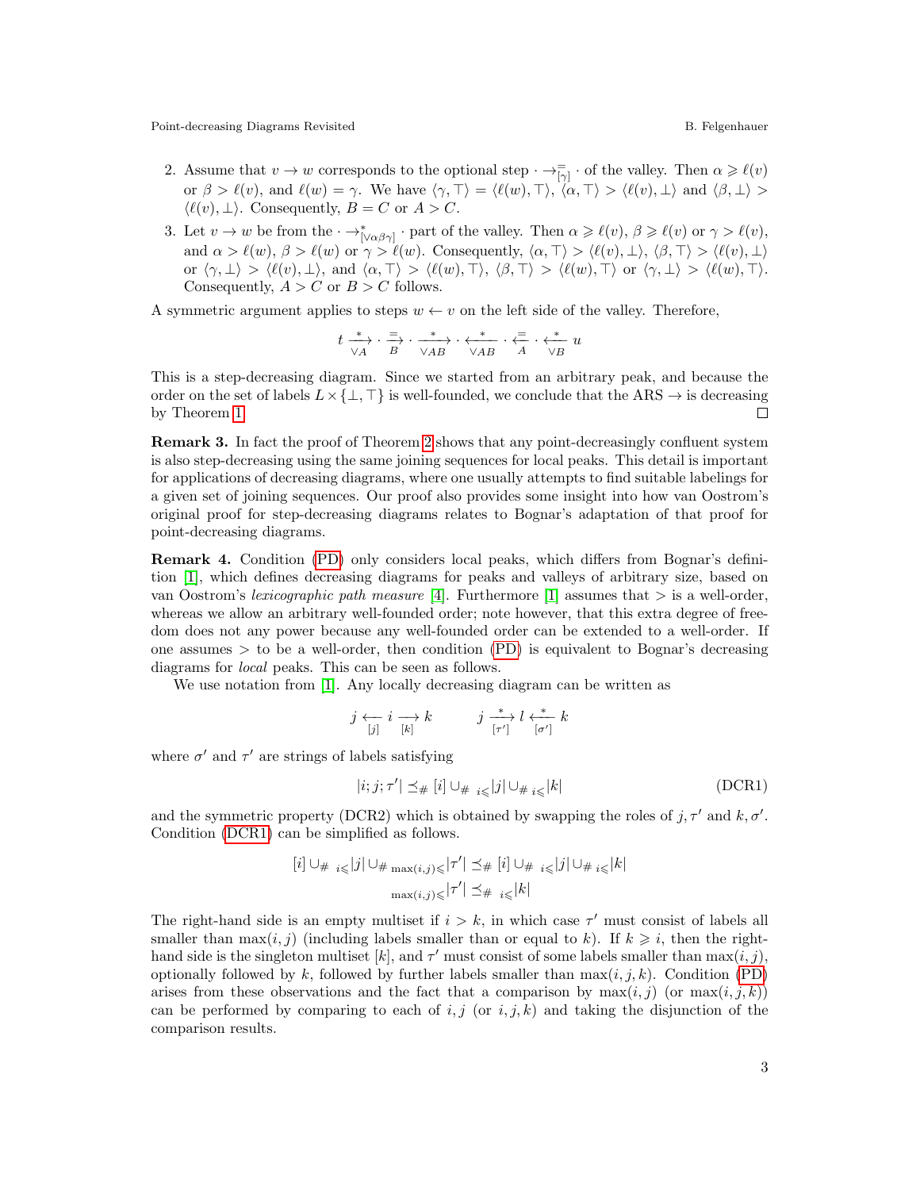2. Assume that $v \to w$ corresponds to the optional step $\cdot \to^{=}_{[\gamma]} \cdot$ of the valley. Then $\alpha \geqslant \ell(v)$ or $\beta > \ell(v)$, and $\ell(w) = \gamma$. We have $\langle \gamma, \top \rangle = \langle \ell(w), \top \rangle$, $\langle \alpha, \top \rangle > \langle \ell(v), \bot \rangle$ and $\langle \beta, \bot \rangle > \langle \ell(v), \bot \rangle$. Consequently, $B = C$ or $A > C$.
3. Let $v \to w$ be from the $\cdot \to^{*}_{[\vee \alpha\beta\gamma]} \cdot$ part of the valley. Then $\alpha \geqslant \ell(v)$, $\beta \geqslant \ell(v)$ or $\gamma > \ell(v)$, and $\alpha > \ell(w)$, $\beta > \ell(w)$ or $\gamma > \ell(w)$. Consequently, $\langle \alpha, \top \rangle > \langle \ell(v), \bot \rangle$, $\langle \beta, \top \rangle > \langle \ell(v), \bot \rangle$ or $\langle \gamma, \bot \rangle > \langle \ell(v), \bot \rangle$, and $\langle \alpha, \top \rangle > \langle \ell(w), \top \rangle$, $\langle \beta, \top \rangle > \langle \ell(w), \top \rangle$ or $\langle \gamma, \bot \rangle > \langle \ell(w), \top \rangle$. Consequently, $A > C$ or $B > C$ follows.

A symmetric argument applies to steps $w \leftarrow v$ on the left side of the valley. Therefore,

$$t \xrightarrow[\vee A]{*} \cdot \xrightarrow[B]{=} \cdot \xrightarrow[\vee AB]{*} \cdot \xleftarrow[\vee AB]{*} \cdot \xleftarrow[A]{=} \cdot \xleftarrow[\vee B]{*} u$$

This is a step-decreasing diagram. Since we started from an arbitrary peak, and because the order on the set of labels $L \times \{\bot, \top\}$ is well-founded, we conclude that the ARS $\to$ is decreasing by Theorem 1. ∎

**Remark 3.** In fact the proof of Theorem 2 shows that any point-decreasingly confluent system is also step-decreasing using the same joining sequences for local peaks. This detail is important for applications of decreasing diagrams, where one usually attempts to find suitable labelings for a given set of joining sequences. Our proof also provides some insight into how van Oostrom's original proof for step-decreasing diagrams relates to Bognar's adaptation of that proof for point-decreasing diagrams.

**Remark 4.** Condition (PD) only considers local peaks, which differs from Bognar's definition [1], which defines decreasing diagrams for peaks and valleys of arbitrary size, based on van Oostrom's *lexicographic path measure* [4]. Furthermore [1] assumes that $>$ is a well-order, whereas we allow an arbitrary well-founded order; note however, that this extra degree of freedom does not any power because any well-founded order can be extended to a well-order. If one assumes $>$ to be a well-order, then condition (PD) is equivalent to Bognar's decreasing diagrams for *local* peaks. This can be seen as follows.

We use notation from [1]. Any locally decreasing diagram can be written as

$$j \xleftarrow[{[j]}]{} i \xrightarrow[{[k]}]{} k \qquad\qquad j \xrightarrow[{[\tau']}]{*} l \xleftarrow[{[\sigma']}]{*} k$$

where $\sigma'$ and $\tau'$ are strings of labels satisfying

$$|i;j;\tau'| \preceq_{\#} [i] \cup_{\#\ i\leqslant}|j| \cup_{\#\ i\leqslant}|k| \tag{DCR1}$$

and the symmetric property (DCR2) which is obtained by swapping the roles of $j, \tau'$ and $k, \sigma'$. Condition (DCR1) can be simplified as follows.

$$[i] \cup_{\#\ i\leqslant}|j| \cup_{\#\ \max(i,j)\leqslant}|\tau'| \preceq_{\#} [i] \cup_{\#\ i\leqslant}|j| \cup_{\#\ i\leqslant}|k|$$
$$_{\max(i,j)\leqslant}|\tau'| \preceq_{\#\ i\leqslant}|k|$$

The right-hand side is an empty multiset if $i > k$, in which case $\tau'$ must consist of labels all smaller than $\max(i,j)$ (including labels smaller than or equal to $k$). If $k \geqslant i$, then the right-hand side is the singleton multiset $[k]$, and $\tau'$ must consist of some labels smaller than $\max(i,j)$, optionally followed by $k$, followed by further labels smaller than $\max(i,j,k)$. Condition (PD) arises from these observations and the fact that a comparison by $\max(i,j)$ (or $\max(i,j,k)$) can be performed by comparing to each of $i,j$ (or $i,j,k$) and taking the disjunction of the comparison results.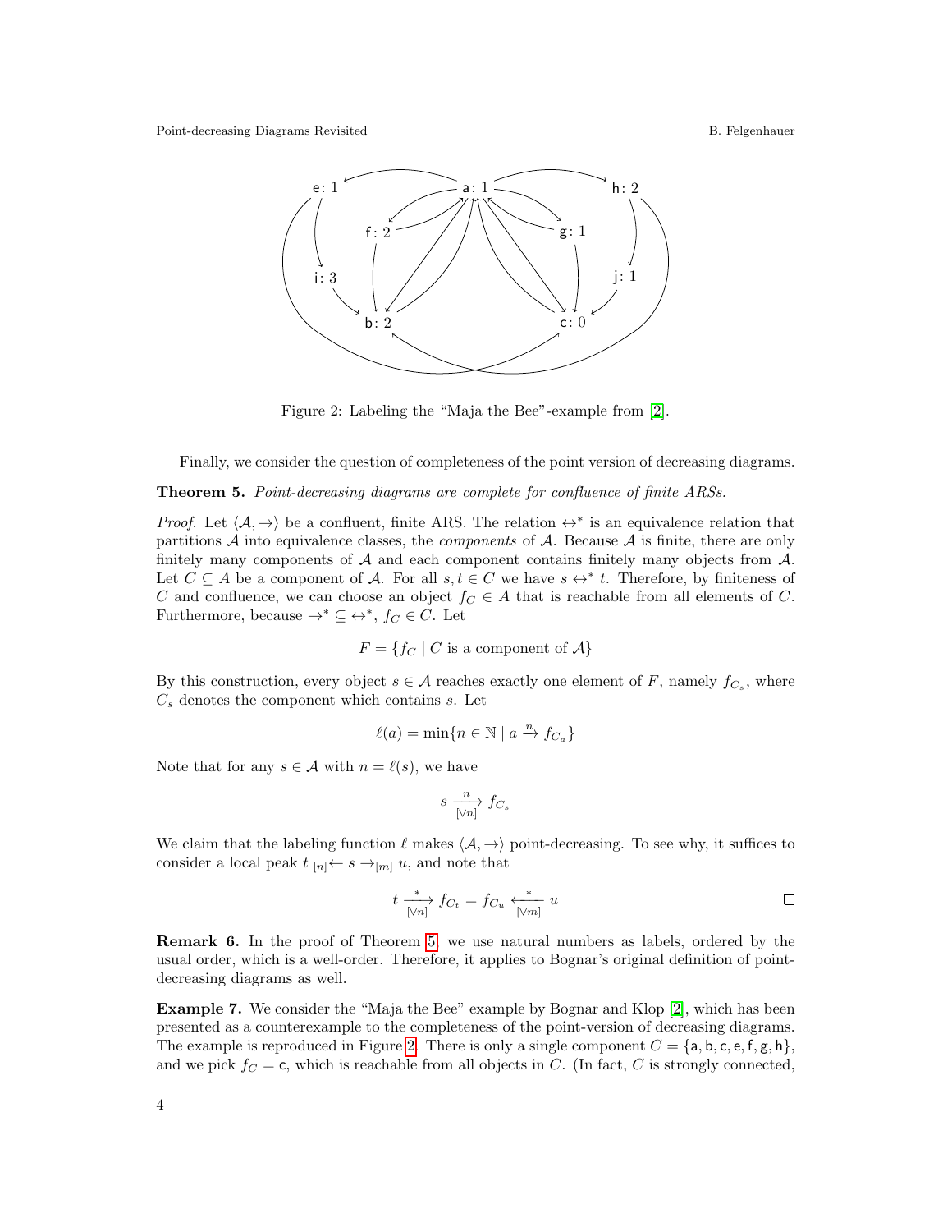Figure 2: Labeling the "Maja the Bee"-example from [2].

Finally, we consider the question of completeness of the point version of decreasing diagrams.

**Theorem 5.** *Point-decreasing diagrams are complete for confluence of finite ARSs.*

*Proof.* Let $\langle \mathcal{A}, \to \rangle$ be a confluent, finite ARS. The relation $\leftrightarrow^*$ is an equivalence relation that partitions $\mathcal{A}$ into equivalence classes, the *components* of $\mathcal{A}$. Because $\mathcal{A}$ is finite, there are only finitely many components of $\mathcal{A}$ and each component contains finitely many objects from $\mathcal{A}$. Let $C \subseteq A$ be a component of $\mathcal{A}$. For all $s, t \in C$ we have $s \leftrightarrow^* t$. Therefore, by finiteness of $C$ and confluence, we can choose an object $f_C \in A$ that is reachable from all elements of $C$. Furthermore, because $\to^* \subseteq \leftrightarrow^*$, $f_C \in C$. Let

$$F = \{ f_C \mid C \text{ is a component of } \mathcal{A} \}$$

By this construction, every object $s \in \mathcal{A}$ reaches exactly one element of $F$, namely $f_{C_s}$, where $C_s$ denotes the component which contains $s$. Let

$$\ell(a) = \min\{ n \in \mathbb{N} \mid a \xrightarrow{n} f_{C_a} \}$$

Note that for any $s \in \mathcal{A}$ with $n = \ell(s)$, we have

$$s \xrightarrow[{[\vee n]}]{n} f_{C_s}$$

We claim that the labeling function $\ell$ makes $\langle \mathcal{A}, \to \rangle$ point-decreasing. To see why, it suffices to consider a local peak $t \;{}_{[n]}\!\leftarrow s \to_{[m]} u$, and note that

$$t \xrightarrow[{[\vee n]}]{*} f_{C_t} = f_{C_u} \xleftarrow[{[\vee m]}]{*} u$$

□

**Remark 6.** In the proof of Theorem 5, we use natural numbers as labels, ordered by the usual order, which is a well-order. Therefore, it applies to Bognar's original definition of point-decreasing diagrams as well.

**Example 7.** We consider the "Maja the Bee" example by Bognar and Klop [2], which has been presented as a counterexample to the completeness of the point-version of decreasing diagrams. The example is reproduced in Figure 2. There is only a single component $C = \{\mathsf{a}, \mathsf{b}, \mathsf{c}, \mathsf{e}, \mathsf{f}, \mathsf{g}, \mathsf{h}\}$, and we pick $f_C = \mathsf{c}$, which is reachable from all objects in $C$. (In fact, $C$ is strongly connected,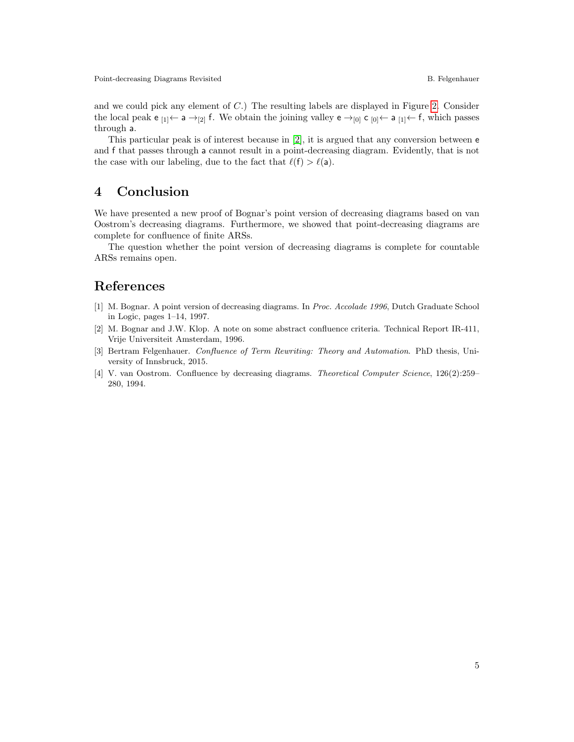and we could pick any element of $C$.) The resulting labels are displayed in Figure 2. Consider the local peak $\mathsf{e}\ {}_{[1]}\!\leftarrow \mathsf{a} \rightarrow_{[2]} \mathsf{f}$. We obtain the joining valley $\mathsf{e} \rightarrow_{[0]} \mathsf{c}\ {}_{[0]}\!\leftarrow \mathsf{a}\ {}_{[1]}\!\leftarrow \mathsf{f}$, which passes through $\mathsf{a}$.

This particular peak is of interest because in [2], it is argued that any conversion between $\mathsf{e}$ and $\mathsf{f}$ that passes through $\mathsf{a}$ cannot result in a point-decreasing diagram. Evidently, that is not the case with our labeling, due to the fact that $\ell(\mathsf{f}) > \ell(\mathsf{a})$.

## 4 Conclusion

We have presented a new proof of Bognar's point version of decreasing diagrams based on van Oostrom's decreasing diagrams. Furthermore, we showed that point-decreasing diagrams are complete for confluence of finite ARSs.

The question whether the point version of decreasing diagrams is complete for countable ARSs remains open.

## References

[1] M. Bognar. A point version of decreasing diagrams. In *Proc. Accolade 1996*, Dutch Graduate School in Logic, pages 1–14, 1997.

[2] M. Bognar and J.W. Klop. A note on some abstract confluence criteria. Technical Report IR-411, Vrije Universiteit Amsterdam, 1996.

[3] Bertram Felgenhauer. *Confluence of Term Rewriting: Theory and Automation*. PhD thesis, University of Innsbruck, 2015.

[4] V. van Oostrom. Confluence by decreasing diagrams. *Theoretical Computer Science*, 126(2):259–280, 1994.